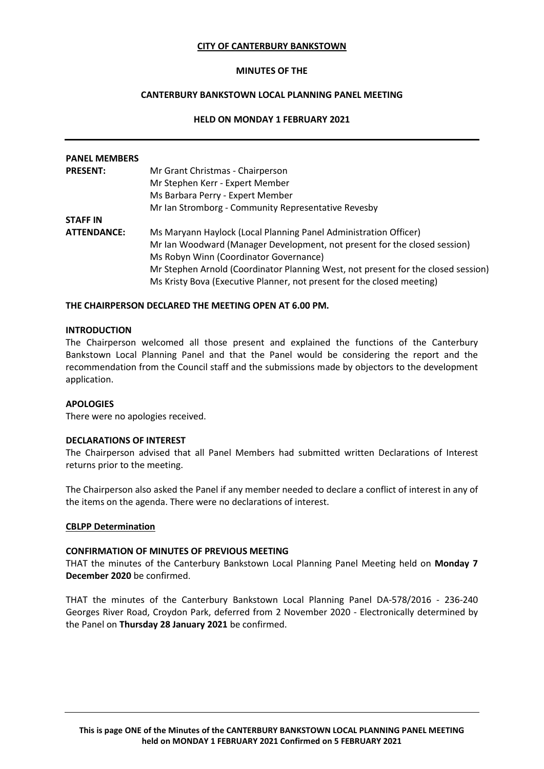**CITY OF CANTERBURY BANKSTOWN**

**MINUTES OF THE**

**CANTERBURY BANKSTOWN LOCAL PLANNING PANEL MEETING**

**HELD ON MONDAY 1 FEBRUARY 2021**

---

| | |
|---|---|
| **PANEL MEMBERS PRESENT:** | Mr Grant Christmas - Chairperson<br>Mr Stephen Kerr - Expert Member<br>Ms Barbara Perry - Expert Member<br>Mr Ian Stromborg - Community Representative Revesby |
| **STAFF IN ATTENDANCE:** | Ms Maryann Haylock (Local Planning Panel Administration Officer)<br>Mr Ian Woodward (Manager Development, not present for the closed session)<br>Ms Robyn Winn (Coordinator Governance)<br>Mr Stephen Arnold (Coordinator Planning West, not present for the closed session)<br>Ms Kristy Bova (Executive Planner, not present for the closed meeting) |

**THE CHAIRPERSON DECLARED THE MEETING OPEN AT 6.00 PM.**

**INTRODUCTION**

The Chairperson welcomed all those present and explained the functions of the Canterbury Bankstown Local Planning Panel and that the Panel would be considering the report and the recommendation from the Council staff and the submissions made by objectors to the development application.

**APOLOGIES**

There were no apologies received.

**DECLARATIONS OF INTEREST**

The Chairperson advised that all Panel Members had submitted written Declarations of Interest returns prior to the meeting.

The Chairperson also asked the Panel if any member needed to declare a conflict of interest in any of the items on the agenda. There were no declarations of interest.

**CBLPP Determination**

**CONFIRMATION OF MINUTES OF PREVIOUS MEETING**

THAT the minutes of the Canterbury Bankstown Local Planning Panel Meeting held on **Monday 7 December 2020** be confirmed.

THAT the minutes of the Canterbury Bankstown Local Planning Panel DA-578/2016 - 236-240 Georges River Road, Croydon Park, deferred from 2 November 2020 - Electronically determined by the Panel on **Thursday 28 January 2021** be confirmed.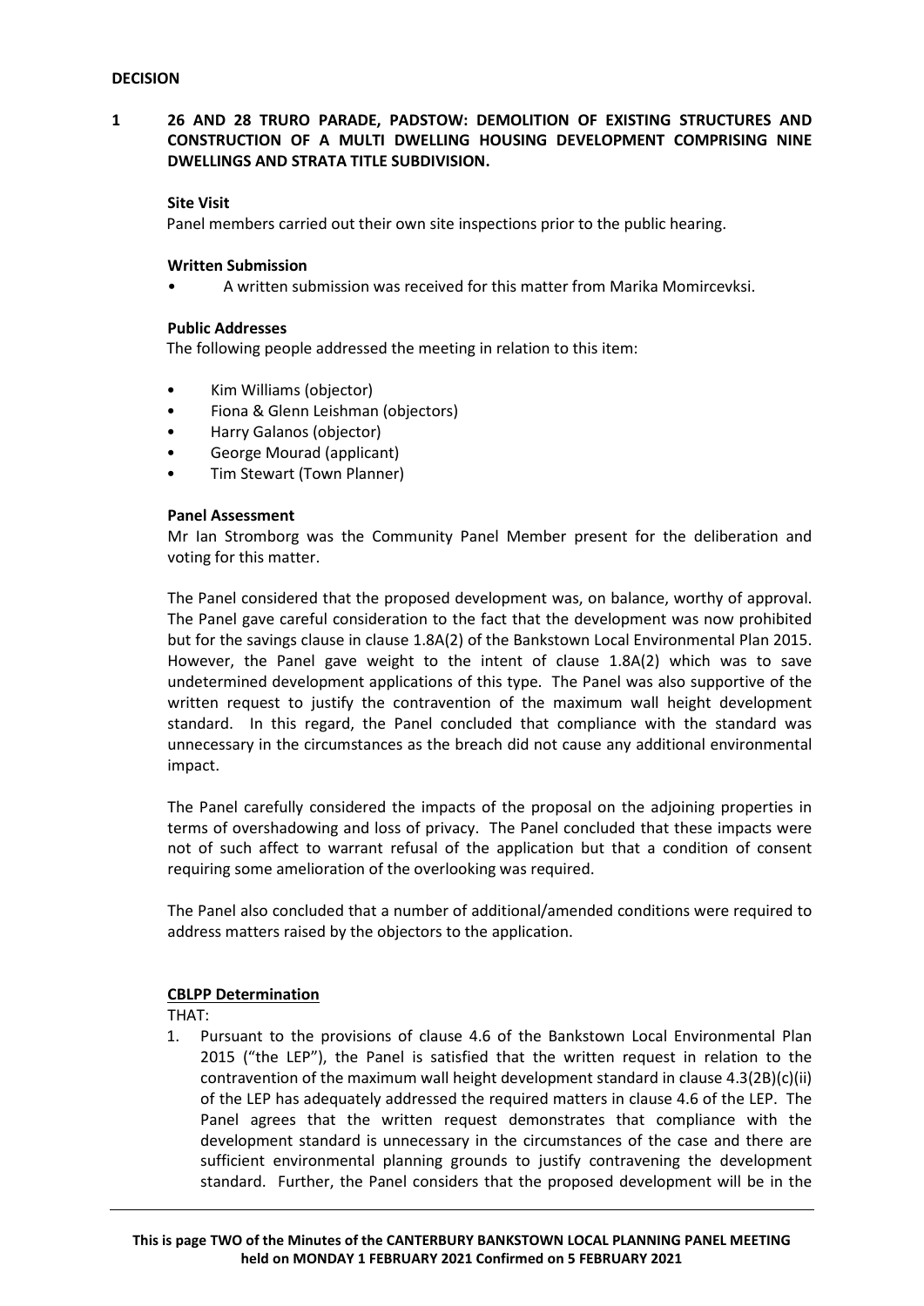**DECISION**

## 1 26 AND 28 TRURO PARADE, PADSTOW: DEMOLITION OF EXISTING STRUCTURES AND CONSTRUCTION OF A MULTI DWELLING HOUSING DEVELOPMENT COMPRISING NINE DWELLINGS AND STRATA TITLE SUBDIVISION.

**Site Visit**

Panel members carried out their own site inspections prior to the public hearing.

**Written Submission**

- A written submission was received for this matter from Marika Momircevksi.

**Public Addresses**

The following people addressed the meeting in relation to this item:

- Kim Williams (objector)
- Fiona & Glenn Leishman (objectors)
- Harry Galanos (objector)
- George Mourad (applicant)
- Tim Stewart (Town Planner)

**Panel Assessment**

Mr Ian Stromborg was the Community Panel Member present for the deliberation and voting for this matter.

The Panel considered that the proposed development was, on balance, worthy of approval. The Panel gave careful consideration to the fact that the development was now prohibited but for the savings clause in clause 1.8A(2) of the Bankstown Local Environmental Plan 2015. However, the Panel gave weight to the intent of clause 1.8A(2) which was to save undetermined development applications of this type. The Panel was also supportive of the written request to justify the contravention of the maximum wall height development standard. In this regard, the Panel concluded that compliance with the standard was unnecessary in the circumstances as the breach did not cause any additional environmental impact.

The Panel carefully considered the impacts of the proposal on the adjoining properties in terms of overshadowing and loss of privacy. The Panel concluded that these impacts were not of such affect to warrant refusal of the application but that a condition of consent requiring some amelioration of the overlooking was required.

The Panel also concluded that a number of additional/amended conditions were required to address matters raised by the objectors to the application.

**CBLPP Determination**

THAT:

1. Pursuant to the provisions of clause 4.6 of the Bankstown Local Environmental Plan 2015 ("the LEP"), the Panel is satisfied that the written request in relation to the contravention of the maximum wall height development standard in clause 4.3(2B)(c)(ii) of the LEP has adequately addressed the required matters in clause 4.6 of the LEP. The Panel agrees that the written request demonstrates that compliance with the development standard is unnecessary in the circumstances of the case and there are sufficient environmental planning grounds to justify contravening the development standard. Further, the Panel considers that the proposed development will be in the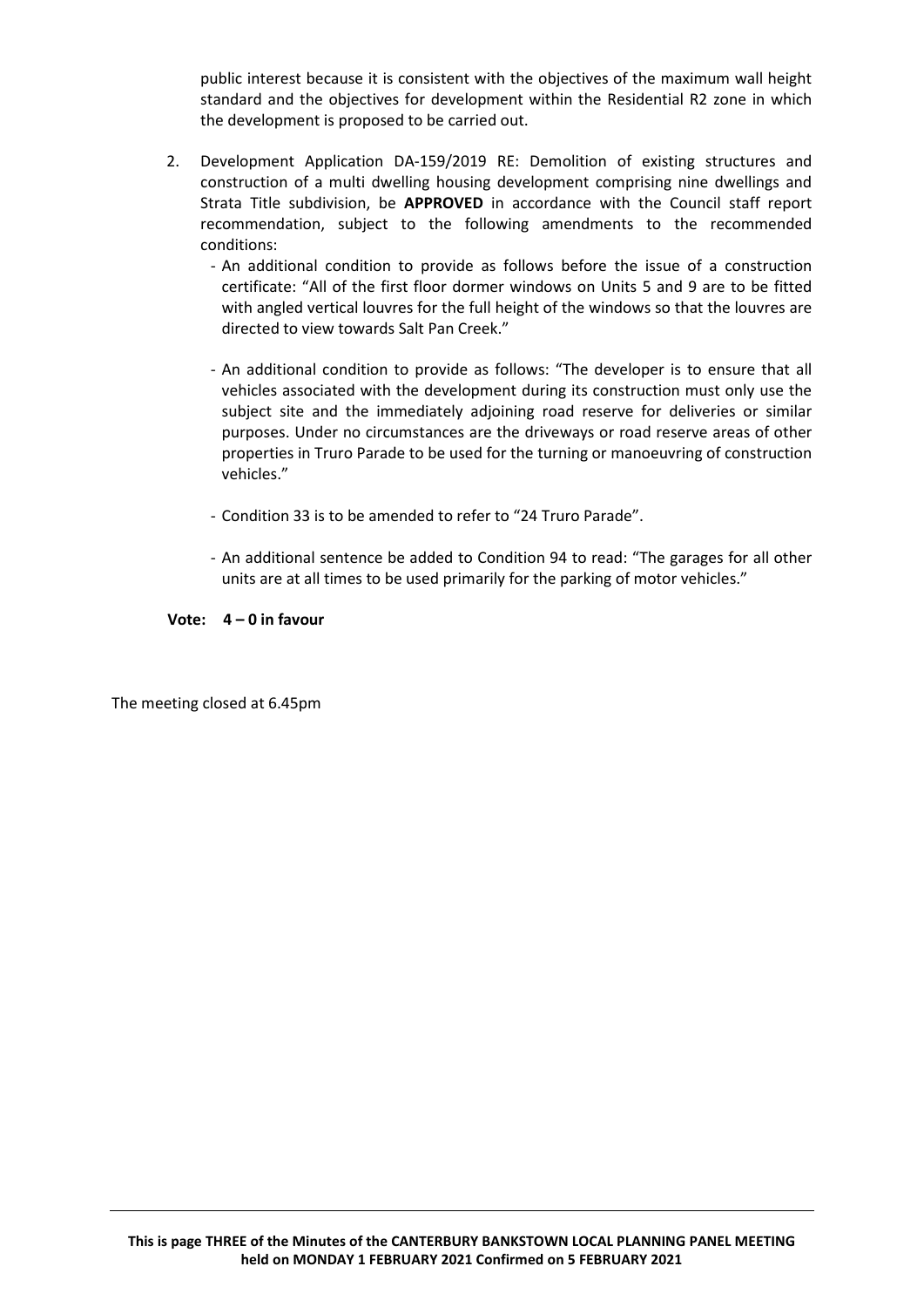public interest because it is consistent with the objectives of the maximum wall height standard and the objectives for development within the Residential R2 zone in which the development is proposed to be carried out.

2. Development Application DA-159/2019 RE: Demolition of existing structures and construction of a multi dwelling housing development comprising nine dwellings and Strata Title subdivision, be **APPROVED** in accordance with the Council staff report recommendation, subject to the following amendments to the recommended conditions:
   - An additional condition to provide as follows before the issue of a construction certificate: "All of the first floor dormer windows on Units 5 and 9 are to be fitted with angled vertical louvres for the full height of the windows so that the louvres are directed to view towards Salt Pan Creek."
   - An additional condition to provide as follows: "The developer is to ensure that all vehicles associated with the development during its construction must only use the subject site and the immediately adjoining road reserve for deliveries or similar purposes. Under no circumstances are the driveways or road reserve areas of other properties in Truro Parade to be used for the turning or manoeuvring of construction vehicles."
   - Condition 33 is to be amended to refer to "24 Truro Parade".
   - An additional sentence be added to Condition 94 to read: "The garages for all other units are at all times to be used primarily for the parking of motor vehicles."

**Vote: 4 – 0 in favour**

The meeting closed at 6.45pm